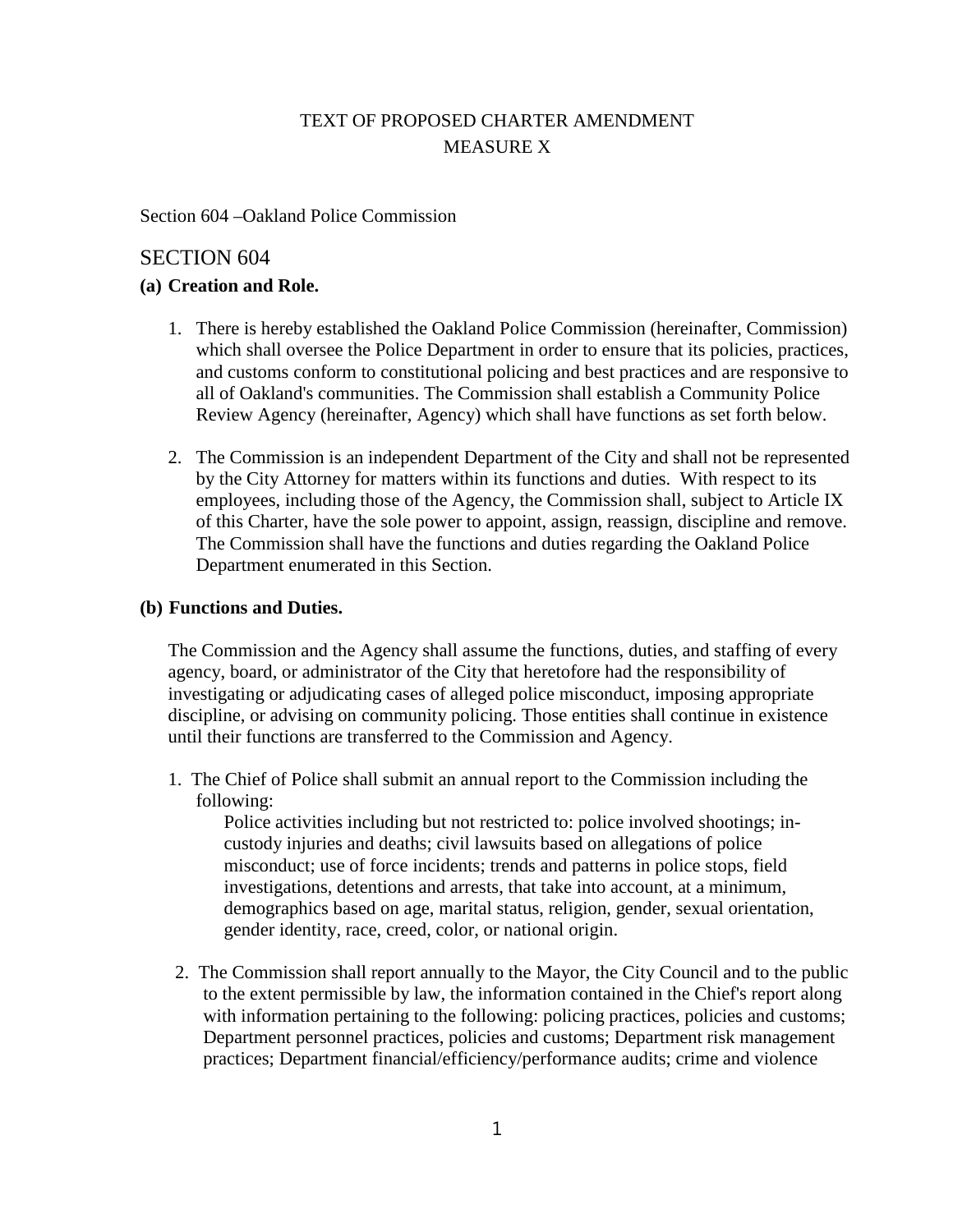# TEXT OF PROPOSED CHARTER AMENDMENT
# MEASURE X

Section 604 –Oakland Police Commission

## SECTION 604

### (a) Creation and Role.

1. There is hereby established the Oakland Police Commission (hereinafter, Commission) which shall oversee the Police Department in order to ensure that its policies, practices, and customs conform to constitutional policing and best practices and are responsive to all of Oakland's communities. The Commission shall establish a Community Police Review Agency (hereinafter, Agency) which shall have functions as set forth below.

2. The Commission is an independent Department of the City and shall not be represented by the City Attorney for matters within its functions and duties. With respect to its employees, including those of the Agency, the Commission shall, subject to Article IX of this Charter, have the sole power to appoint, assign, reassign, discipline and remove. The Commission shall have the functions and duties regarding the Oakland Police Department enumerated in this Section.

### (b) Functions and Duties.

The Commission and the Agency shall assume the functions, duties, and staffing of every agency, board, or administrator of the City that heretofore had the responsibility of investigating or adjudicating cases of alleged police misconduct, imposing appropriate discipline, or advising on community policing. Those entities shall continue in existence until their functions are transferred to the Commission and Agency.

1. The Chief of Police shall submit an annual report to the Commission including the following:

   Police activities including but not restricted to: police involved shootings; in-custody injuries and deaths; civil lawsuits based on allegations of police misconduct; use of force incidents; trends and patterns in police stops, field investigations, detentions and arrests, that take into account, at a minimum, demographics based on age, marital status, religion, gender, sexual orientation, gender identity, race, creed, color, or national origin.

2. The Commission shall report annually to the Mayor, the City Council and to the public to the extent permissible by law, the information contained in the Chief's report along with information pertaining to the following: policing practices, policies and customs; Department personnel practices, policies and customs; Department risk management practices; Department financial/efficiency/performance audits; crime and violence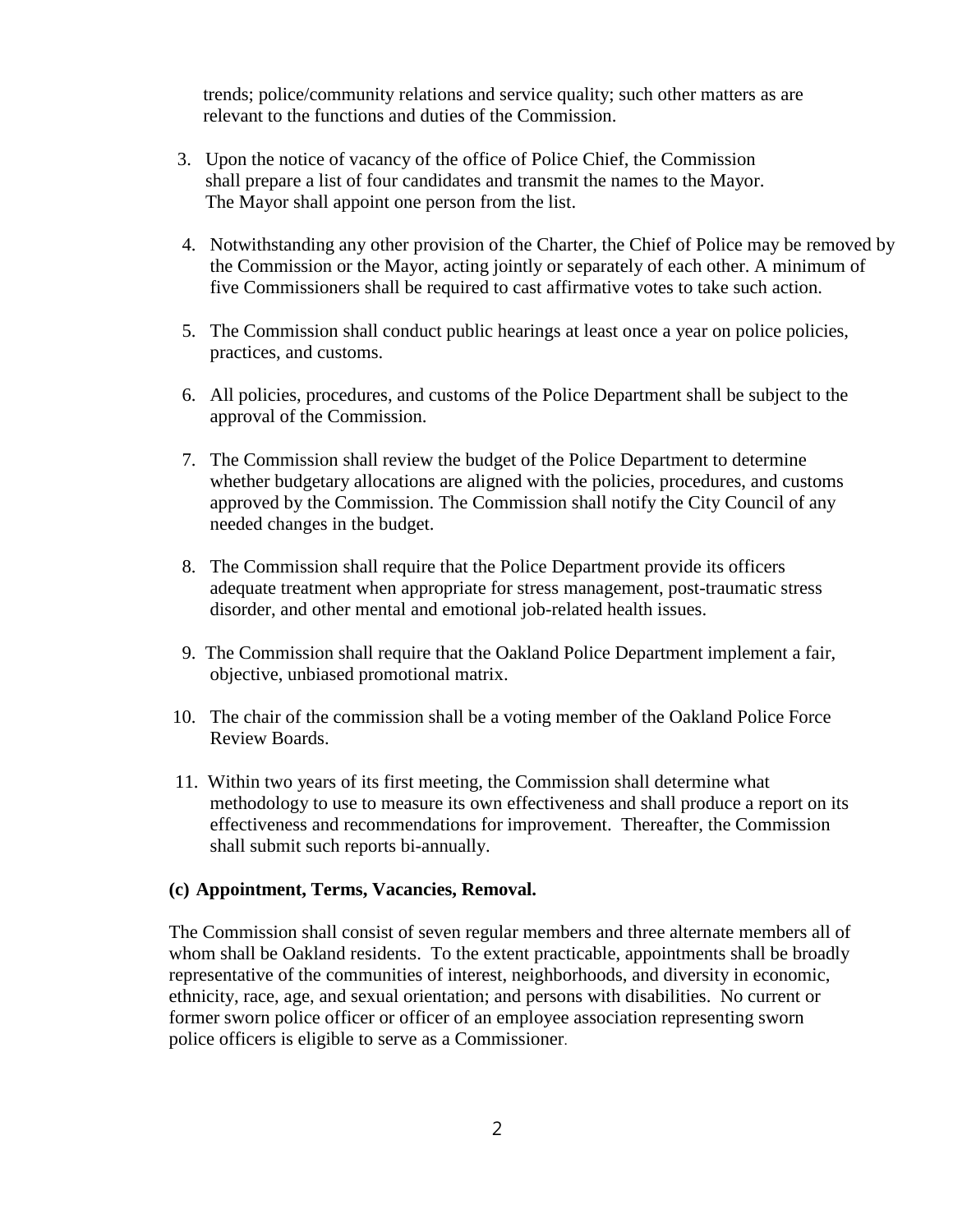trends; police/community relations and service quality; such other matters as are relevant to the functions and duties of the Commission.

3. Upon the notice of vacancy of the office of Police Chief, the Commission shall prepare a list of four candidates and transmit the names to the Mayor. The Mayor shall appoint one person from the list.

4. Notwithstanding any other provision of the Charter, the Chief of Police may be removed by the Commission or the Mayor, acting jointly or separately of each other. A minimum of five Commissioners shall be required to cast affirmative votes to take such action.

5. The Commission shall conduct public hearings at least once a year on police policies, practices, and customs.

6. All policies, procedures, and customs of the Police Department shall be subject to the approval of the Commission.

7. The Commission shall review the budget of the Police Department to determine whether budgetary allocations are aligned with the policies, procedures, and customs approved by the Commission. The Commission shall notify the City Council of any needed changes in the budget.

8. The Commission shall require that the Police Department provide its officers adequate treatment when appropriate for stress management, post-traumatic stress disorder, and other mental and emotional job-related health issues.

9. The Commission shall require that the Oakland Police Department implement a fair, objective, unbiased promotional matrix.

10. The chair of the commission shall be a voting member of the Oakland Police Force Review Boards.

11. Within two years of its first meeting, the Commission shall determine what methodology to use to measure its own effectiveness and shall produce a report on its effectiveness and recommendations for improvement. Thereafter, the Commission shall submit such reports bi-annually.

**(c) Appointment, Terms, Vacancies, Removal.**

The Commission shall consist of seven regular members and three alternate members all of whom shall be Oakland residents. To the extent practicable, appointments shall be broadly representative of the communities of interest, neighborhoods, and diversity in economic, ethnicity, race, age, and sexual orientation; and persons with disabilities. No current or former sworn police officer or officer of an employee association representing sworn police officers is eligible to serve as a Commissioner.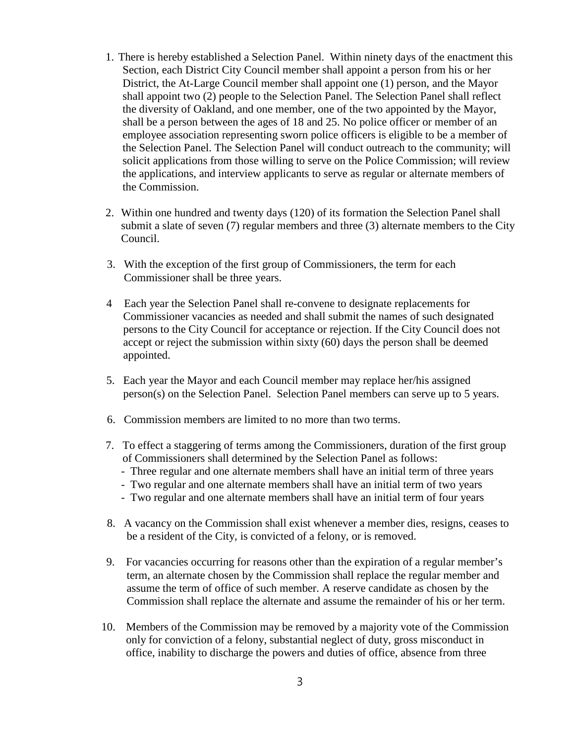1. There is hereby established a Selection Panel. Within ninety days of the enactment this Section, each District City Council member shall appoint a person from his or her District, the At-Large Council member shall appoint one (1) person, and the Mayor shall appoint two (2) people to the Selection Panel. The Selection Panel shall reflect the diversity of Oakland, and one member, one of the two appointed by the Mayor, shall be a person between the ages of 18 and 25. No police officer or member of an employee association representing sworn police officers is eligible to be a member of the Selection Panel. The Selection Panel will conduct outreach to the community; will solicit applications from those willing to serve on the Police Commission; will review the applications, and interview applicants to serve as regular or alternate members of the Commission.

2. Within one hundred and twenty days (120) of its formation the Selection Panel shall submit a slate of seven (7) regular members and three (3) alternate members to the City Council.

3. With the exception of the first group of Commissioners, the term for each Commissioner shall be three years.

4. Each year the Selection Panel shall re-convene to designate replacements for Commissioner vacancies as needed and shall submit the names of such designated persons to the City Council for acceptance or rejection. If the City Council does not accept or reject the submission within sixty (60) days the person shall be deemed appointed.

5. Each year the Mayor and each Council member may replace her/his assigned person(s) on the Selection Panel. Selection Panel members can serve up to 5 years.

6. Commission members are limited to no more than two terms.

7. To effect a staggering of terms among the Commissioners, duration of the first group of Commissioners shall determined by the Selection Panel as follows:
   - Three regular and one alternate members shall have an initial term of three years
   - Two regular and one alternate members shall have an initial term of two years
   - Two regular and one alternate members shall have an initial term of four years

8. A vacancy on the Commission shall exist whenever a member dies, resigns, ceases to be a resident of the City, is convicted of a felony, or is removed.

9. For vacancies occurring for reasons other than the expiration of a regular member's term, an alternate chosen by the Commission shall replace the regular member and assume the term of office of such member. A reserve candidate as chosen by the Commission shall replace the alternate and assume the remainder of his or her term.

10. Members of the Commission may be removed by a majority vote of the Commission only for conviction of a felony, substantial neglect of duty, gross misconduct in office, inability to discharge the powers and duties of office, absence from three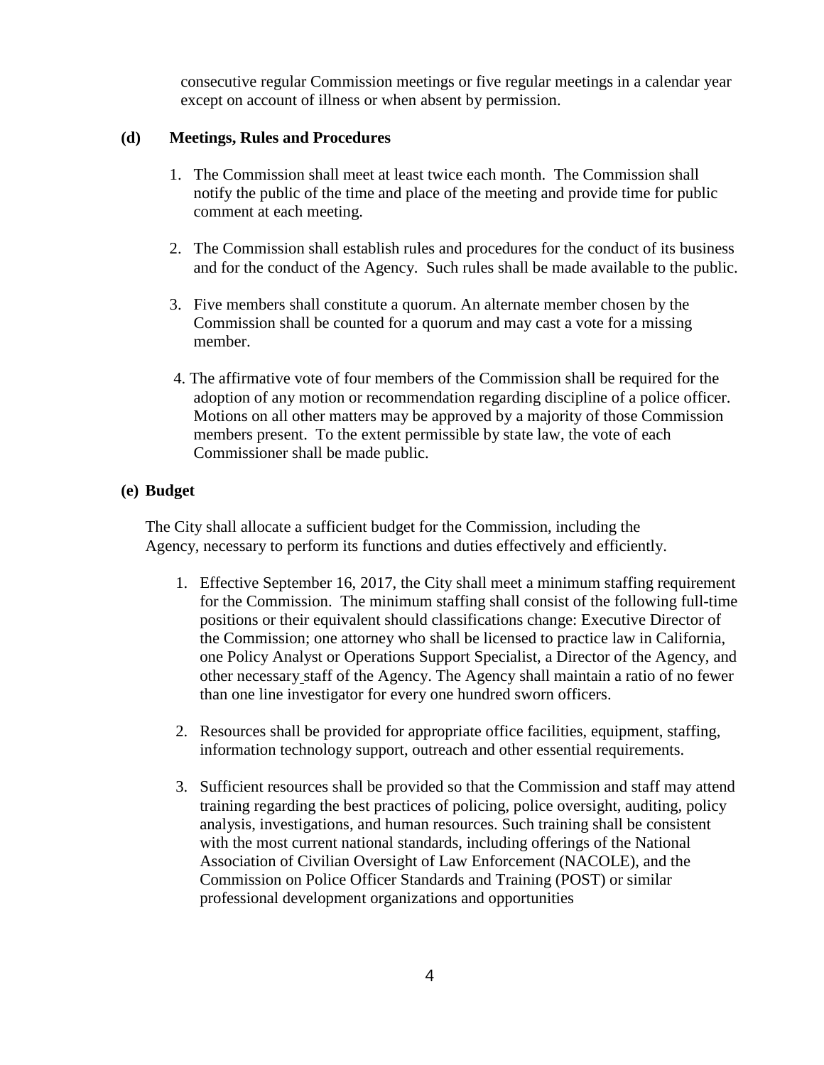consecutive regular Commission meetings or five regular meetings in a calendar year except on account of illness or when absent by permission.

**(d) Meetings, Rules and Procedures**

1. The Commission shall meet at least twice each month. The Commission shall notify the public of the time and place of the meeting and provide time for public comment at each meeting.

2. The Commission shall establish rules and procedures for the conduct of its business and for the conduct of the Agency. Such rules shall be made available to the public.

3. Five members shall constitute a quorum. An alternate member chosen by the Commission shall be counted for a quorum and may cast a vote for a missing member.

4. The affirmative vote of four members of the Commission shall be required for the adoption of any motion or recommendation regarding discipline of a police officer. Motions on all other matters may be approved by a majority of those Commission members present. To the extent permissible by state law, the vote of each Commissioner shall be made public.

**(e) Budget**

The City shall allocate a sufficient budget for the Commission, including the Agency, necessary to perform its functions and duties effectively and efficiently.

1. Effective September 16, 2017, the City shall meet a minimum staffing requirement for the Commission. The minimum staffing shall consist of the following full-time positions or their equivalent should classifications change: Executive Director of the Commission; one attorney who shall be licensed to practice law in California, one Policy Analyst or Operations Support Specialist, a Director of the Agency, and other necessary staff of the Agency. The Agency shall maintain a ratio of no fewer than one line investigator for every one hundred sworn officers.

2. Resources shall be provided for appropriate office facilities, equipment, staffing, information technology support, outreach and other essential requirements.

3. Sufficient resources shall be provided so that the Commission and staff may attend training regarding the best practices of policing, police oversight, auditing, policy analysis, investigations, and human resources. Such training shall be consistent with the most current national standards, including offerings of the National Association of Civilian Oversight of Law Enforcement (NACOLE), and the Commission on Police Officer Standards and Training (POST) or similar professional development organizations and opportunities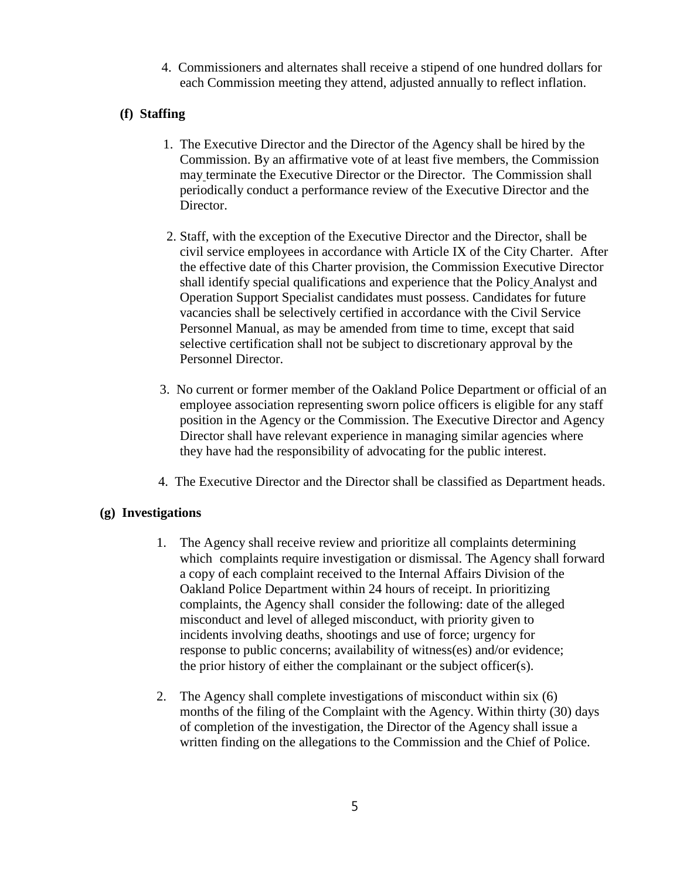4. Commissioners and alternates shall receive a stipend of one hundred dollars for each Commission meeting they attend, adjusted annually to reflect inflation.

**(f) Staffing**

1. The Executive Director and the Director of the Agency shall be hired by the Commission. By an affirmative vote of at least five members, the Commission may terminate the Executive Director or the Director. The Commission shall periodically conduct a performance review of the Executive Director and the Director.

2. Staff, with the exception of the Executive Director and the Director, shall be civil service employees in accordance with Article IX of the City Charter. After the effective date of this Charter provision, the Commission Executive Director shall identify special qualifications and experience that the Policy Analyst and Operation Support Specialist candidates must possess. Candidates for future vacancies shall be selectively certified in accordance with the Civil Service Personnel Manual, as may be amended from time to time, except that said selective certification shall not be subject to discretionary approval by the Personnel Director.

3. No current or former member of the Oakland Police Department or official of an employee association representing sworn police officers is eligible for any staff position in the Agency or the Commission. The Executive Director and Agency Director shall have relevant experience in managing similar agencies where they have had the responsibility of advocating for the public interest.

4. The Executive Director and the Director shall be classified as Department heads.

**(g) Investigations**

1. The Agency shall receive review and prioritize all complaints determining which complaints require investigation or dismissal. The Agency shall forward a copy of each complaint received to the Internal Affairs Division of the Oakland Police Department within 24 hours of receipt. In prioritizing complaints, the Agency shall consider the following: date of the alleged misconduct and level of alleged misconduct, with priority given to incidents involving deaths, shootings and use of force; urgency for response to public concerns; availability of witness(es) and/or evidence; the prior history of either the complainant or the subject officer(s).

2. The Agency shall complete investigations of misconduct within six (6) months of the filing of the Complaint with the Agency. Within thirty (30) days of completion of the investigation, the Director of the Agency shall issue a written finding on the allegations to the Commission and the Chief of Police.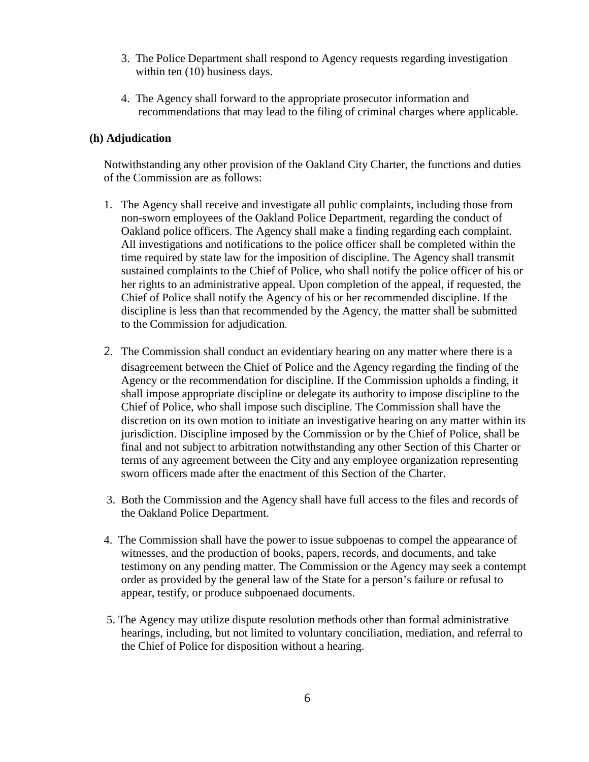3. The Police Department shall respond to Agency requests regarding investigation within ten (10) business days.

4. The Agency shall forward to the appropriate prosecutor information and recommendations that may lead to the filing of criminal charges where applicable.

**(h) Adjudication**

Notwithstanding any other provision of the Oakland City Charter, the functions and duties of the Commission are as follows:

1. The Agency shall receive and investigate all public complaints, including those from non-sworn employees of the Oakland Police Department, regarding the conduct of Oakland police officers. The Agency shall make a finding regarding each complaint. All investigations and notifications to the police officer shall be completed within the time required by state law for the imposition of discipline. The Agency shall transmit sustained complaints to the Chief of Police, who shall notify the police officer of his or her rights to an administrative appeal. Upon completion of the appeal, if requested, the Chief of Police shall notify the Agency of his or her recommended discipline. If the discipline is less than that recommended by the Agency, the matter shall be submitted to the Commission for adjudication.

2. The Commission shall conduct an evidentiary hearing on any matter where there is a disagreement between the Chief of Police and the Agency regarding the finding of the Agency or the recommendation for discipline. If the Commission upholds a finding, it shall impose appropriate discipline or delegate its authority to impose discipline to the Chief of Police, who shall impose such discipline. The Commission shall have the discretion on its own motion to initiate an investigative hearing on any matter within its jurisdiction. Discipline imposed by the Commission or by the Chief of Police, shall be final and not subject to arbitration notwithstanding any other Section of this Charter or terms of any agreement between the City and any employee organization representing sworn officers made after the enactment of this Section of the Charter.

3. Both the Commission and the Agency shall have full access to the files and records of the Oakland Police Department.

4. The Commission shall have the power to issue subpoenas to compel the appearance of witnesses, and the production of books, papers, records, and documents, and take testimony on any pending matter. The Commission or the Agency may seek a contempt order as provided by the general law of the State for a person's failure or refusal to appear, testify, or produce subpoenaed documents.

5. The Agency may utilize dispute resolution methods other than formal administrative hearings, including, but not limited to voluntary conciliation, mediation, and referral to the Chief of Police for disposition without a hearing.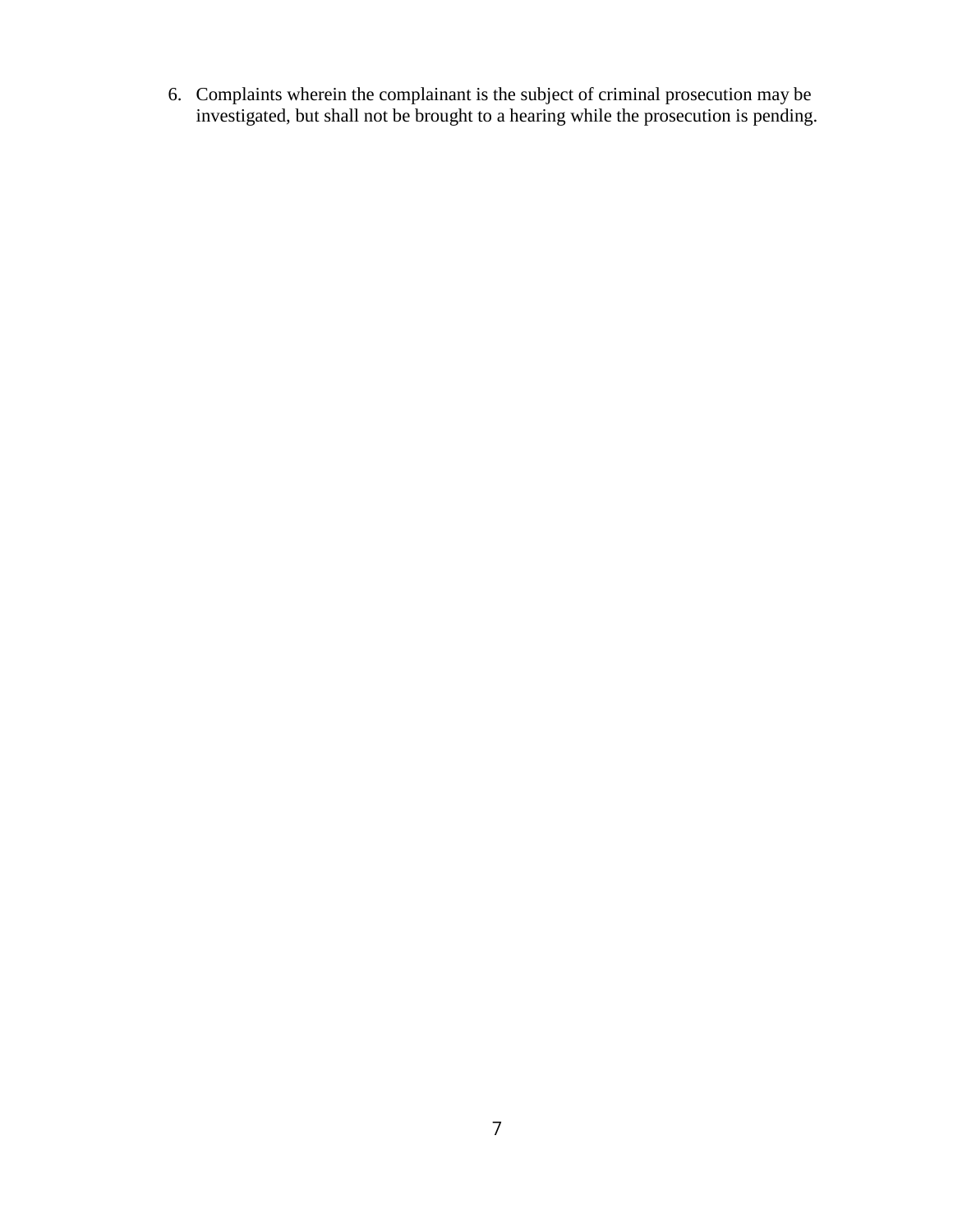6. Complaints wherein the complainant is the subject of criminal prosecution may be investigated, but shall not be brought to a hearing while the prosecution is pending.